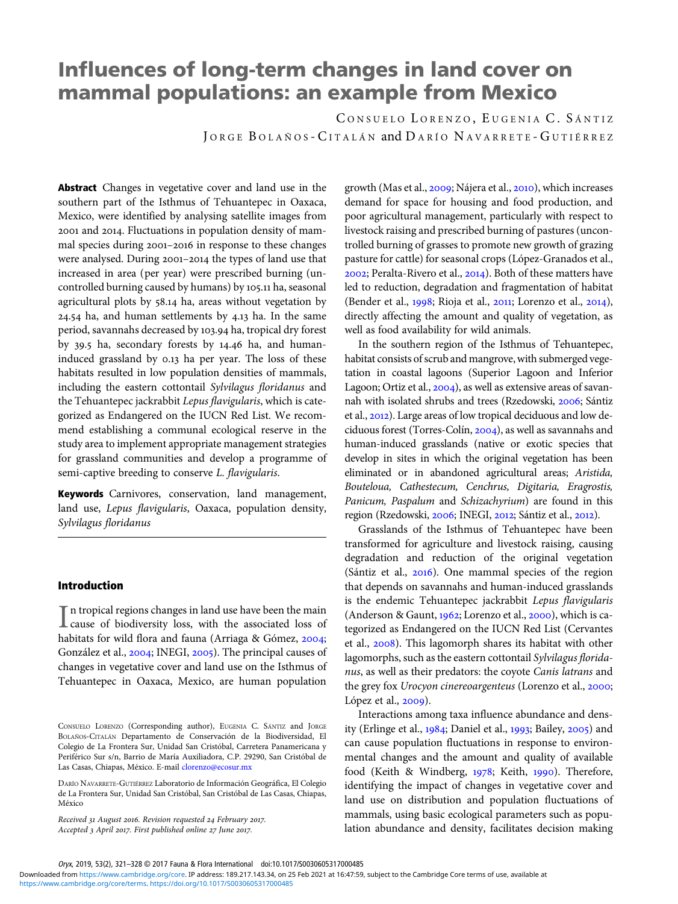// Rebuild page 1 in Markdown: title, authors, abstract, keywords, Introduction.
// Keep the author affiliations and article-history lines.
// Drop the Oryx running footer and the Cambridge download line.

# Influences of long-term changes in land cover on mammal populations: an example from Mexico

CONSUELO LORENZO, EUGENIA C. SÁNTIZ
JORGE BOLAÑOS-CITALÁN and DARÍO NAVARRETE-GUTIÉRREZ

**Abstract** Changes in vegetative cover and land use in the southern part of the Isthmus of Tehuantepec in Oaxaca, Mexico, were identified by analysing satellite images from 2001 and 2014. Fluctuations in population density of mammal species during 2001–2016 in response to these changes were analysed. During 2001–2014 the types of land use that increased in area (per year) were prescribed burning (uncontrolled burning caused by humans) by 105.11 ha, seasonal agricultural plots by 58.14 ha, areas without vegetation by 24.54 ha, and human settlements by 4.13 ha. In the same period, savannahs decreased by 103.94 ha, tropical dry forest by 39.5 ha, secondary forests by 14.46 ha, and human-induced grassland by 0.13 ha per year. The loss of these habitats resulted in low population densities of mammals, including the eastern cottontail *Sylvilagus floridanus* and the Tehuantepec jackrabbit *Lepus flavigularis*, which is categorized as Endangered on the IUCN Red List. We recommend establishing a communal ecological reserve in the study area to implement appropriate management strategies for grassland communities and develop a programme of semi-captive breeding to conserve *L. flavigularis*.

**Keywords** Carnivores, conservation, land management, land use, *Lepus flavigularis*, Oaxaca, population density, *Sylvilagus floridanus*

CONSUELO LORENZO (Corresponding author), EUGENIA C. SÁNTIZ and JORGE BOLAÑOS-CITALÁN Departamento de Conservación de la Biodiversidad, El Colegio de La Frontera Sur, Unidad San Cristóbal, Carretera Panamericana y Periférico Sur s/n, Barrio de María Auxiliadora, C.P. 29290, San Cristóbal de Las Casas, Chiapas, México. E-mail clorenzo@ecosur.mx

DARÍO NAVARRETE-GUTIÉRREZ Laboratorio de Información Geográfica, El Colegio de La Frontera Sur, Unidad San Cristóbal, San Cristóbal de Las Casas, Chiapas, México

*Received 31 August 2016. Revision requested 24 February 2017. Accepted 3 April 2017. First published online 27 June 2017.*

## Introduction

In tropical regions changes in land use have been the main cause of biodiversity loss, with the associated loss of habitats for wild flora and fauna (Arriaga & Gómez, 2004; González et al., 2004; INEGI, 2005). The principal causes of changes in vegetative cover and land use on the Isthmus of Tehuantepec in Oaxaca, Mexico, are human population growth (Mas et al., 2009; Nájera et al., 2010), which increases demand for space for housing and food production, and poor agricultural management, particularly with respect to livestock raising and prescribed burning of pastures (uncontrolled burning of grasses to promote new growth of grazing pasture for cattle) for seasonal crops (López-Granados et al., 2002; Peralta-Rivero et al., 2014). Both of these matters have led to reduction, degradation and fragmentation of habitat (Bender et al., 1998; Rioja et al., 2011; Lorenzo et al., 2014), directly affecting the amount and quality of vegetation, as well as food availability for wild animals.

In the southern region of the Isthmus of Tehuantepec, habitat consists of scrub and mangrove, with submerged vegetation in coastal lagoons (Superior Lagoon and Inferior Lagoon; Ortiz et al., 2004), as well as extensive areas of savannah with isolated shrubs and trees (Rzedowski, 2006; Sántiz et al., 2012). Large areas of low tropical deciduous and low deciduous forest (Torres-Colín, 2004), as well as savannahs and human-induced grasslands (native or exotic species that develop in sites in which the original vegetation has been eliminated or in abandoned agricultural areas; *Aristida, Bouteloua, Cathestecum, Cenchrus, Digitaria, Eragrostis, Panicum, Paspalum* and *Schizachyrium*) are found in this region (Rzedowski, 2006; INEGI, 2012; Sántiz et al., 2012).

Grasslands of the Isthmus of Tehuantepec have been transformed for agriculture and livestock raising, causing degradation and reduction of the original vegetation (Sántiz et al., 2016). One mammal species of the region that depends on savannahs and human-induced grasslands is the endemic Tehuantepec jackrabbit *Lepus flavigularis* (Anderson & Gaunt, 1962; Lorenzo et al., 2000), which is categorized as Endangered on the IUCN Red List (Cervantes et al., 2008). This lagomorph shares its habitat with other lagomorphs, such as the eastern cottontail *Sylvilagus floridanus*, as well as their predators: the coyote *Canis latrans* and the grey fox *Urocyon cinereoargenteus* (Lorenzo et al., 2000; López et al., 2009).

Interactions among taxa influence abundance and density (Erlinge et al., 1984; Daniel et al., 1993; Bailey, 2005) and can cause population fluctuations in response to environmental changes and the amount and quality of available food (Keith & Windberg, 1978; Keith, 1990). Therefore, identifying the impact of changes in vegetative cover and land use on distribution and population fluctuations of mammals, using basic ecological parameters such as population abundance and density, facilitates decision making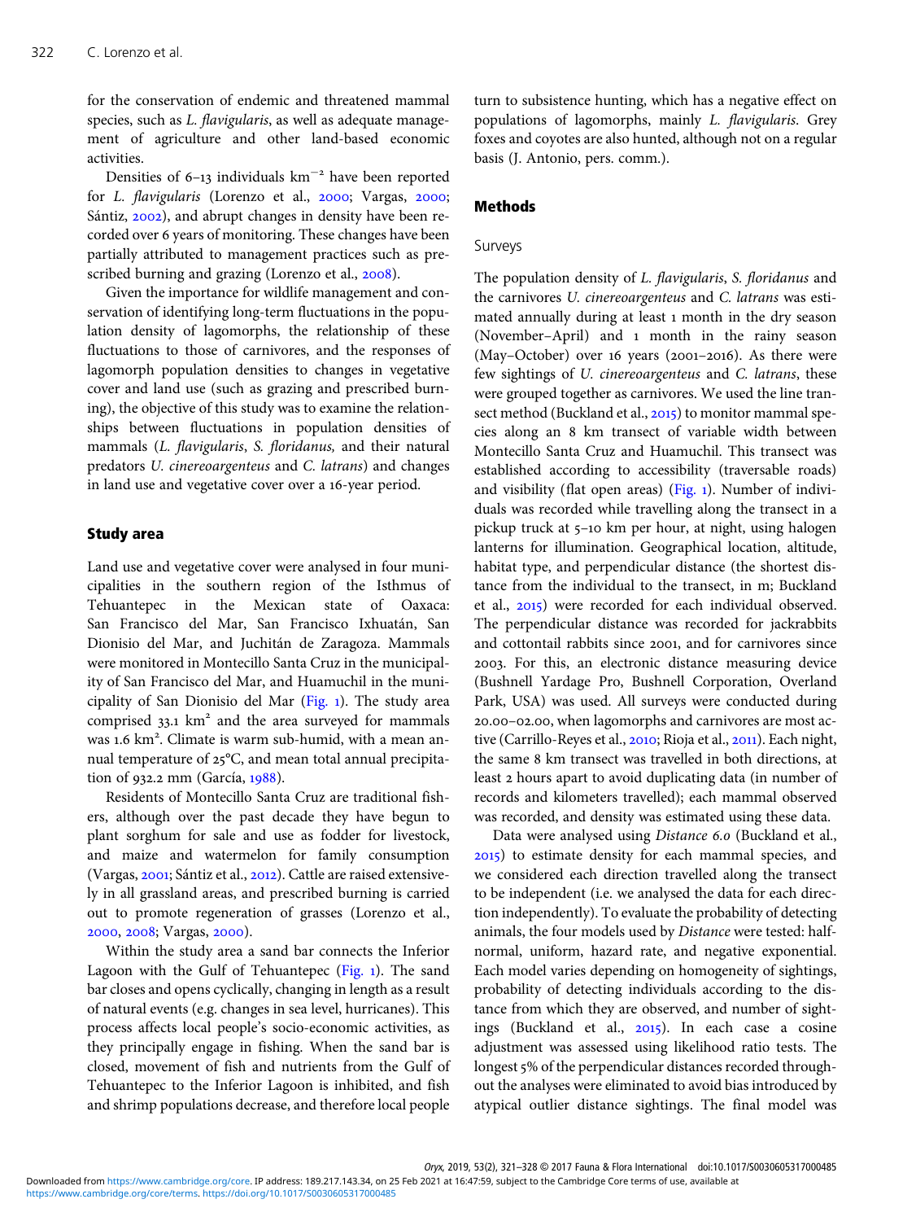for the conservation of endemic and threatened mammal species, such as *L. flavigularis*, as well as adequate management of agriculture and other land-based economic activities.

Densities of 6–13 individuals km$^{-2}$ have been reported for *L. flavigularis* (Lorenzo et al., 2000; Vargas, 2000; Sántiz, 2002), and abrupt changes in density have been recorded over 6 years of monitoring. These changes have been partially attributed to management practices such as prescribed burning and grazing (Lorenzo et al., 2008).

Given the importance for wildlife management and conservation of identifying long-term fluctuations in the population density of lagomorphs, the relationship of these fluctuations to those of carnivores, and the responses of lagomorph population densities to changes in vegetative cover and land use (such as grazing and prescribed burning), the objective of this study was to examine the relationships between fluctuations in population densities of mammals (*L. flavigularis*, *S. floridanus,* and their natural predators *U. cinereoargenteus* and *C. latrans*) and changes in land use and vegetative cover over a 16-year period.

## Study area

Land use and vegetative cover were analysed in four municipalities in the southern region of the Isthmus of Tehuantepec in the Mexican state of Oaxaca: San Francisco del Mar, San Francisco Ixhuatán, San Dionisio del Mar, and Juchitán de Zaragoza. Mammals were monitored in Montecillo Santa Cruz in the municipality of San Francisco del Mar, and Huamuchil in the municipality of San Dionisio del Mar (Fig. 1). The study area comprised 33.1 km$^2$ and the area surveyed for mammals was 1.6 km$^2$. Climate is warm sub-humid, with a mean annual temperature of 25°C, and mean total annual precipitation of 932.2 mm (García, 1988).

Residents of Montecillo Santa Cruz are traditional fishers, although over the past decade they have begun to plant sorghum for sale and use as fodder for livestock, and maize and watermelon for family consumption (Vargas, 2001; Sántiz et al., 2012). Cattle are raised extensively in all grassland areas, and prescribed burning is carried out to promote regeneration of grasses (Lorenzo et al., 2000, 2008; Vargas, 2000).

Within the study area a sand bar connects the Inferior Lagoon with the Gulf of Tehuantepec (Fig. 1). The sand bar closes and opens cyclically, changing in length as a result of natural events (e.g. changes in sea level, hurricanes). This process affects local people's socio-economic activities, as they principally engage in fishing. When the sand bar is closed, movement of fish and nutrients from the Gulf of Tehuantepec to the Inferior Lagoon is inhibited, and fish and shrimp populations decrease, and therefore local people turn to subsistence hunting, which has a negative effect on populations of lagomorphs, mainly *L. flavigularis*. Grey foxes and coyotes are also hunted, although not on a regular basis (J. Antonio, pers. comm.).

## Methods

### Surveys

The population density of *L. flavigularis*, *S. floridanus* and the carnivores *U. cinereoargenteus* and *C. latrans* was estimated annually during at least 1 month in the dry season (November–April) and 1 month in the rainy season (May–October) over 16 years (2001–2016). As there were few sightings of *U. cinereoargenteus* and *C. latrans*, these were grouped together as carnivores. We used the line transect method (Buckland et al., 2015) to monitor mammal species along an 8 km transect of variable width between Montecillo Santa Cruz and Huamuchil. This transect was established according to accessibility (traversable roads) and visibility (flat open areas) (Fig. 1). Number of individuals was recorded while travelling along the transect in a pickup truck at 5–10 km per hour, at night, using halogen lanterns for illumination. Geographical location, altitude, habitat type, and perpendicular distance (the shortest distance from the individual to the transect, in m; Buckland et al., 2015) were recorded for each individual observed. The perpendicular distance was recorded for jackrabbits and cottontail rabbits since 2001, and for carnivores since 2003. For this, an electronic distance measuring device (Bushnell Yardage Pro, Bushnell Corporation, Overland Park, USA) was used. All surveys were conducted during 20.00–02.00, when lagomorphs and carnivores are most active (Carrillo-Reyes et al., 2010; Rioja et al., 2011). Each night, the same 8 km transect was travelled in both directions, at least 2 hours apart to avoid duplicating data (in number of records and kilometers travelled); each mammal observed was recorded, and density was estimated using these data.

Data were analysed using *Distance 6.0* (Buckland et al., 2015) to estimate density for each mammal species, and we considered each direction travelled along the transect to be independent (i.e. we analysed the data for each direction independently). To evaluate the probability of detecting animals, the four models used by *Distance* were tested: half-normal, uniform, hazard rate, and negative exponential. Each model varies depending on homogeneity of sightings, probability of detecting individuals according to the distance from which they are observed, and number of sightings (Buckland et al., 2015). In each case a cosine adjustment was assessed using likelihood ratio tests. The longest 5% of the perpendicular distances recorded throughout the analyses were eliminated to avoid bias introduced by atypical outlier distance sightings. The final model was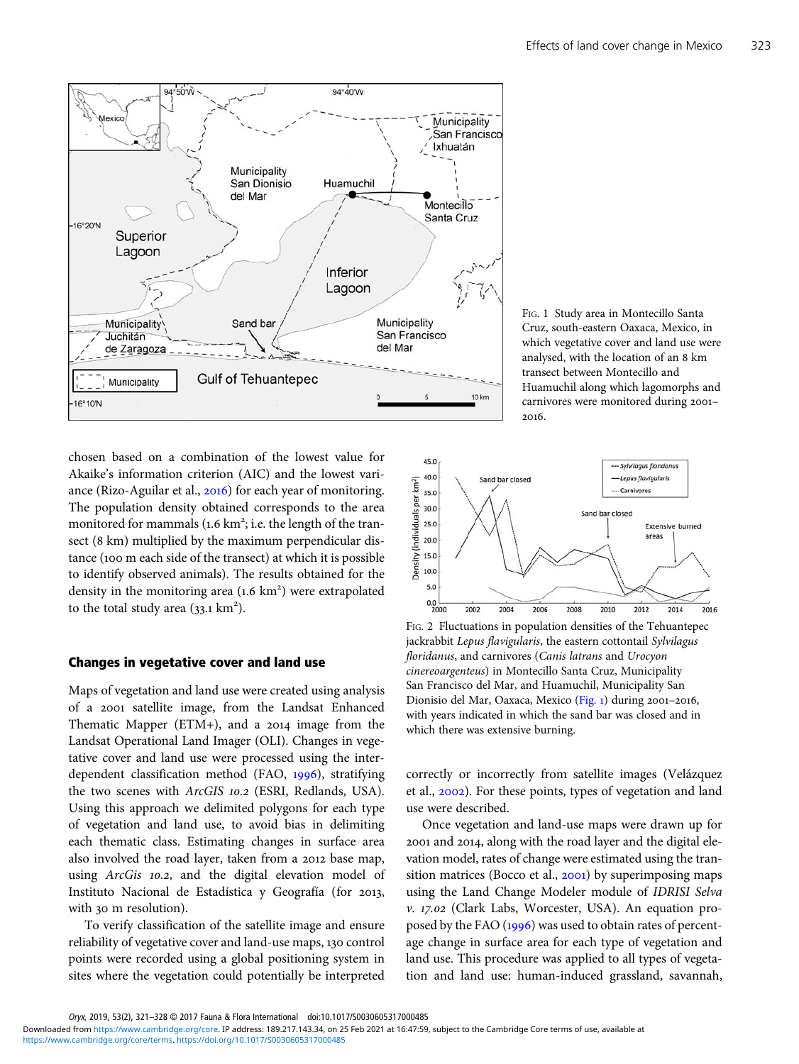Fig. 1 Study area in Montecillo Santa Cruz, south-eastern Oaxaca, Mexico, in which vegetative cover and land use were analysed, with the location of an 8 km transect between Montecillo and Huamuchil along which lagomorphs and carnivores were monitored during 2001–2016.

chosen based on a combination of the lowest value for Akaike's information criterion (AIC) and the lowest variance (Rizo-Aguilar et al., 2016) for each year of monitoring. The population density obtained corresponds to the area monitored for mammals (1.6 km²; i.e. the length of the transect (8 km) multiplied by the maximum perpendicular distance (100 m each side of the transect) at which it is possible to identify observed animals). The results obtained for the density in the monitoring area (1.6 km²) were extrapolated to the total study area (33.1 km²).

Fig. 2 Fluctuations in population densities of the Tehuantepec jackrabbit *Lepus flavigularis*, the eastern cottontail *Sylvilagus floridanus*, and carnivores (*Canis latrans* and *Urocyon cinereoargenteus*) in Montecillo Santa Cruz, Municipality San Francisco del Mar, and Huamuchil, Municipality San Dionisio del Mar, Oaxaca, Mexico (Fig. 1) during 2001–2016, with years indicated in which the sand bar was closed and in which there was extensive burning.

## Changes in vegetative cover and land use

Maps of vegetation and land use were created using analysis of a 2001 satellite image, from the Landsat Enhanced Thematic Mapper (ETM+), and a 2014 image from the Landsat Operational Land Imager (OLI). Changes in vegetative cover and land use were processed using the interdependent classification method (FAO, 1996), stratifying the two scenes with *ArcGIS 10.2* (ESRI, Redlands, USA). Using this approach we delimited polygons for each type of vegetation and land use, to avoid bias in delimiting each thematic class. Estimating changes in surface area also involved the road layer, taken from a 2012 base map, using *ArcGis 10.2*, and the digital elevation model of Instituto Nacional de Estadística y Geografía (for 2013, with 30 m resolution).

To verify classification of the satellite image and ensure reliability of vegetative cover and land-use maps, 130 control points were recorded using a global positioning system in sites where the vegetation could potentially be interpreted correctly or incorrectly from satellite images (Velázquez et al., 2002). For these points, types of vegetation and land use were described.

Once vegetation and land-use maps were drawn up for 2001 and 2014, along with the road layer and the digital elevation model, rates of change were estimated using the transition matrices (Bocco et al., 2001) by superimposing maps using the Land Change Modeler module of *IDRISI Selva v. 17.02* (Clark Labs, Worcester, USA). An equation proposed by the FAO (1996) was used to obtain rates of percentage change in surface area for each type of vegetation and land use. This procedure was applied to all types of vegetation and land use: human-induced grassland, savannah,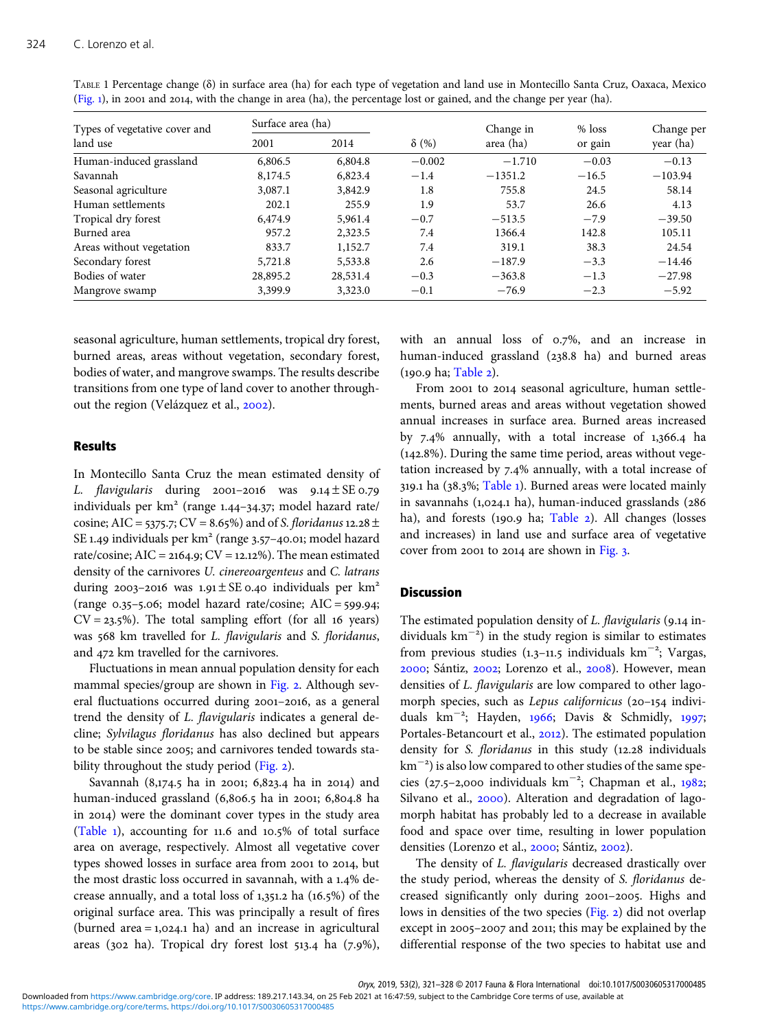TABLE 1 Percentage change (δ) in surface area (ha) for each type of vegetation and land use in Montecillo Santa Cruz, Oaxaca, Mexico (Fig. 1), in 2001 and 2014, with the change in area (ha), the percentage lost or gained, and the change per year (ha).

| Types of vegetative cover and land use | Surface area (ha) | | δ (%) | Change in area (ha) | % loss or gain | Change per year (ha) |
|---|---|---|---|---|---|---|
| | 2001 | 2014 | | | | |
| Human-induced grassland | 6,806.5 | 6,804.8 | −0.002 | −1.710 | −0.03 | −0.13 |
| Savannah | 8,174.5 | 6,823.4 | −1.4 | −1351.2 | −16.5 | −103.94 |
| Seasonal agriculture | 3,087.1 | 3,842.9 | 1.8 | 755.8 | 24.5 | 58.14 |
| Human settlements | 202.1 | 255.9 | 1.9 | 53.7 | 26.6 | 4.13 |
| Tropical dry forest | 6,474.9 | 5,961.4 | −0.7 | −513.5 | −7.9 | −39.50 |
| Burned area | 957.2 | 2,323.5 | 7.4 | 1366.4 | 142.8 | 105.11 |
| Areas without vegetation | 833.7 | 1,152.7 | 7.4 | 319.1 | 38.3 | 24.54 |
| Secondary forest | 5,721.8 | 5,533.8 | 2.6 | −187.9 | −3.3 | −14.46 |
| Bodies of water | 28,895.2 | 28,531.4 | −0.3 | −363.8 | −1.3 | −27.98 |
| Mangrove swamp | 3,399.9 | 3,323.0 | −0.1 | −76.9 | −2.3 | −5.92 |

seasonal agriculture, human settlements, tropical dry forest, burned areas, areas without vegetation, secondary forest, bodies of water, and mangrove swamps. The results describe transitions from one type of land cover to another throughout the region (Velázquez et al., 2002).

## Results

In Montecillo Santa Cruz the mean estimated density of *L. flavigularis* during 2001–2016 was 9.14 ± SE 0.79 individuals per km² (range 1.44–34.37; model hazard rate/cosine; AIC = 5375.7; CV = 8.65%) and of *S. floridanus* 12.28 ± SE 1.49 individuals per km² (range 3.57–40.01; model hazard rate/cosine; AIC = 2164.9; CV = 12.12%). The mean estimated density of the carnivores *U. cinereoargenteus* and *C. latrans* during 2003–2016 was 1.91 ± SE 0.40 individuals per km² (range 0.35–5.06; model hazard rate/cosine; AIC = 599.94; CV = 23.5%). The total sampling effort (for all 16 years) was 568 km travelled for *L. flavigularis* and *S. floridanus*, and 472 km travelled for the carnivores.

Fluctuations in mean annual population density for each mammal species/group are shown in Fig. 2. Although several fluctuations occurred during 2001–2016, as a general trend the density of *L. flavigularis* indicates a general decline; *Sylvilagus floridanus* has also declined but appears to be stable since 2005; and carnivores tended towards stability throughout the study period (Fig. 2).

Savannah (8,174.5 ha in 2001; 6,823.4 ha in 2014) and human-induced grassland (6,806.5 ha in 2001; 6,804.8 ha in 2014) were the dominant cover types in the study area (Table 1), accounting for 11.6 and 10.5% of total surface area on average, respectively. Almost all vegetative cover types showed losses in surface area from 2001 to 2014, but the most drastic loss occurred in savannah, with a 1.4% decrease annually, and a total loss of 1,351.2 ha (16.5%) of the original surface area. This was principally a result of fires (burned area = 1,024.1 ha) and an increase in agricultural areas (302 ha). Tropical dry forest lost 513.4 ha (7.9%), with an annual loss of 0.7%, and an increase in human-induced grassland (238.8 ha) and burned areas (190.9 ha; Table 2).

From 2001 to 2014 seasonal agriculture, human settlements, burned areas and areas without vegetation showed annual increases in surface area. Burned areas increased by 7.4% annually, with a total increase of 1,366.4 ha (142.8%). During the same time period, areas without vegetation increased by 7.4% annually, with a total increase of 319.1 ha (38.3%; Table 1). Burned areas were located mainly in savannahs (1,024.1 ha), human-induced grasslands (286 ha), and forests (190.9 ha; Table 2). All changes (losses and increases) in land use and surface area of vegetative cover from 2001 to 2014 are shown in Fig. 3.

## Discussion

The estimated population density of *L. flavigularis* (9.14 individuals km$^{-2}$) in the study region is similar to estimates from previous studies (1.3–11.5 individuals km$^{-2}$; Vargas, 2000; Sántiz, 2002; Lorenzo et al., 2008). However, mean densities of *L. flavigularis* are low compared to other lagomorph species, such as *Lepus californicus* (20–154 individuals km$^{-2}$; Hayden, 1966; Davis & Schmidly, 1997; Portales-Betancourt et al., 2012). The estimated population density for *S. floridanus* in this study (12.28 individuals km$^{-2}$) is also low compared to other studies of the same species (27.5–2,000 individuals km$^{-2}$; Chapman et al., 1982; Silvano et al., 2000). Alteration and degradation of lagomorph habitat has probably led to a decrease in available food and space over time, resulting in lower population densities (Lorenzo et al., 2000; Sántiz, 2002).

The density of *L. flavigularis* decreased drastically over the study period, whereas the density of *S. floridanus* decreased significantly only during 2001–2005. Highs and lows in densities of the two species (Fig. 2) did not overlap except in 2005–2007 and 2011; this may be explained by the differential response of the two species to habitat use and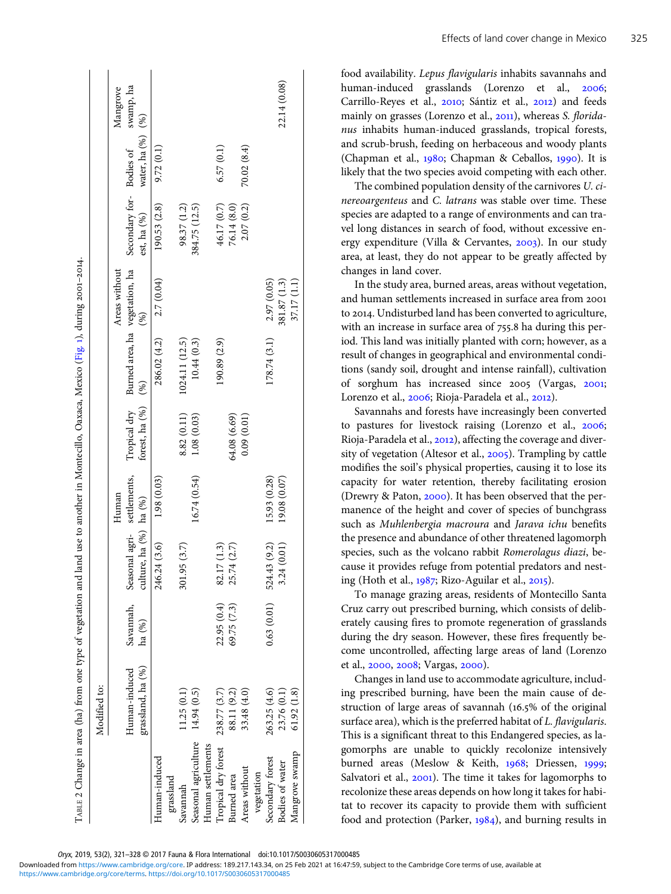Table 2 Change in area (ha) from one type of vegetation and land use to another in Montecillo, Oaxaca, Mexico (Fig. 1), during 2001–2014.

| | Modified to: | | | | | | | | | |
|---|---|---|---|---|---|---|---|---|---|---|
| | Human-induced grassland, ha (%) | Savannah, ha (%) | Seasonal agriculture, ha (%) | Human settlements, ha (%) | Tropical dry forest, ha (%) | Burned area, ha (%) | Areas without vegetation, ha (%) | Secondary forest, ha (%) | Bodies of water, ha (%) | Mangrove swamp, ha (%) |
| Human-induced grassland | | | 246.24 (3.6) | 1.98 (0.03) | | 286.02 (4.2) | 2.7 (0.04) | 190.53 (2.8) | 9.72 (0.1) | |
| Savannah | 11.25 (0.1) | | 301.95 (3.7) | | 8.82 (0.11) | 1024.11 (12.5) | | 98.37 (1.2) | | |
| Seasonal agriculture | 14.94 (0.5) | | | 16.74 (0.54) | 1.08 (0.03) | 10.44 (0.3) | | 384.75 (12.5) | | |
| Human settlements | | | | | | | | | | |
| Tropical dry forest | 238.77 (3.7) | 22.95 (0.4) | 82.17 (1.3) | | | 190.89 (2.9) | | 46.17 (0.7) | 6.57 (0.1) | |
| Burned area | 88.11 (9.2) | 69.75 (7.3) | 25.74 (2.7) | | 64.08 (6.69) | | | 76.14 (8.0) | | |
| Areas without vegetation | 33.48 (4.0) | | | | 0.09 (0.01) | | | 2.07 (0.2) | 70.02 (8.4) | |
| Secondary forest | 263.25 (4.6) | 0.63 (0.01) | 524.43 (9.2) | 15.93 (0.28) | | 178.74 (3.1) | 2.97 (0.05) | | | |
| Bodies of water | 23.76 (0.1) | | 3.24 (0.01) | 19.08 (0.07) | | | 381.87 (1.3) | | | 22.14 (0.08) |
| Mangrove swamp | 61.92 (1.8) | | | | | | 37.17 (1.1) | | | |

food availability. *Lepus flavigularis* inhabits savannahs and human-induced grasslands (Lorenzo et al., 2006; Carrillo-Reyes et al., 2010; Sántiz et al., 2012) and feeds mainly on grasses (Lorenzo et al., 2011), whereas *S. floridanus* inhabits human-induced grasslands, tropical forests, and scrub-brush, feeding on herbaceous and woody plants (Chapman et al., 1980; Chapman & Ceballos, 1990). It is likely that the two species avoid competing with each other.

The combined population density of the carnivores *U. cinereoargenteus* and *C. latrans* was stable over time. These species are adapted to a range of environments and can travel long distances in search of food, without excessive energy expenditure (Villa & Cervantes, 2003). In our study area, at least, they do not appear to be greatly affected by changes in land cover.

In the study area, burned areas, areas without vegetation, and human settlements increased in surface area from 2001 to 2014. Undisturbed land has been converted to agriculture, with an increase in surface area of 755.8 ha during this period. This land was initially planted with corn; however, as a result of changes in geographical and environmental conditions (sandy soil, drought and intense rainfall), cultivation of sorghum has increased since 2005 (Vargas, 2001; Lorenzo et al., 2006; Rioja-Paradela et al., 2012).

Savannahs and forests have increasingly been converted to pastures for livestock raising (Lorenzo et al., 2006; Rioja-Paradela et al., 2012), affecting the coverage and diversity of vegetation (Altesor et al., 2005). Trampling by cattle modifies the soil's physical properties, causing it to lose its capacity for water retention, thereby facilitating erosion (Drewry & Paton, 2000). It has been observed that the permanence of the height and cover of species of bunchgrass such as *Muhlenbergia macroura* and *Jarava ichu* benefits the presence and abundance of other threatened lagomorph species, such as the volcano rabbit *Romerolagus diazi*, because it provides refuge from potential predators and nesting (Hoth et al., 1987; Rizo-Aguilar et al., 2015).

To manage grazing areas, residents of Montecillo Santa Cruz carry out prescribed burning, which consists of deliberately causing fires to promote regeneration of grasslands during the dry season. However, these fires frequently become uncontrolled, affecting large areas of land (Lorenzo et al., 2000, 2008; Vargas, 2000).

Changes in land use to accommodate agriculture, including prescribed burning, have been the main cause of destruction of large areas of savannah (16.5% of the original surface area), which is the preferred habitat of *L. flavigularis*. This is a significant threat to this Endangered species, as lagomorphs are unable to quickly recolonize intensively burned areas (Meslow & Keith, 1968; Driessen, 1999; Salvatori et al., 2001). The time it takes for lagomorphs to recolonize these areas depends on how long it takes for habitat to recover its capacity to provide them with sufficient food and protection (Parker, 1984), and burning results in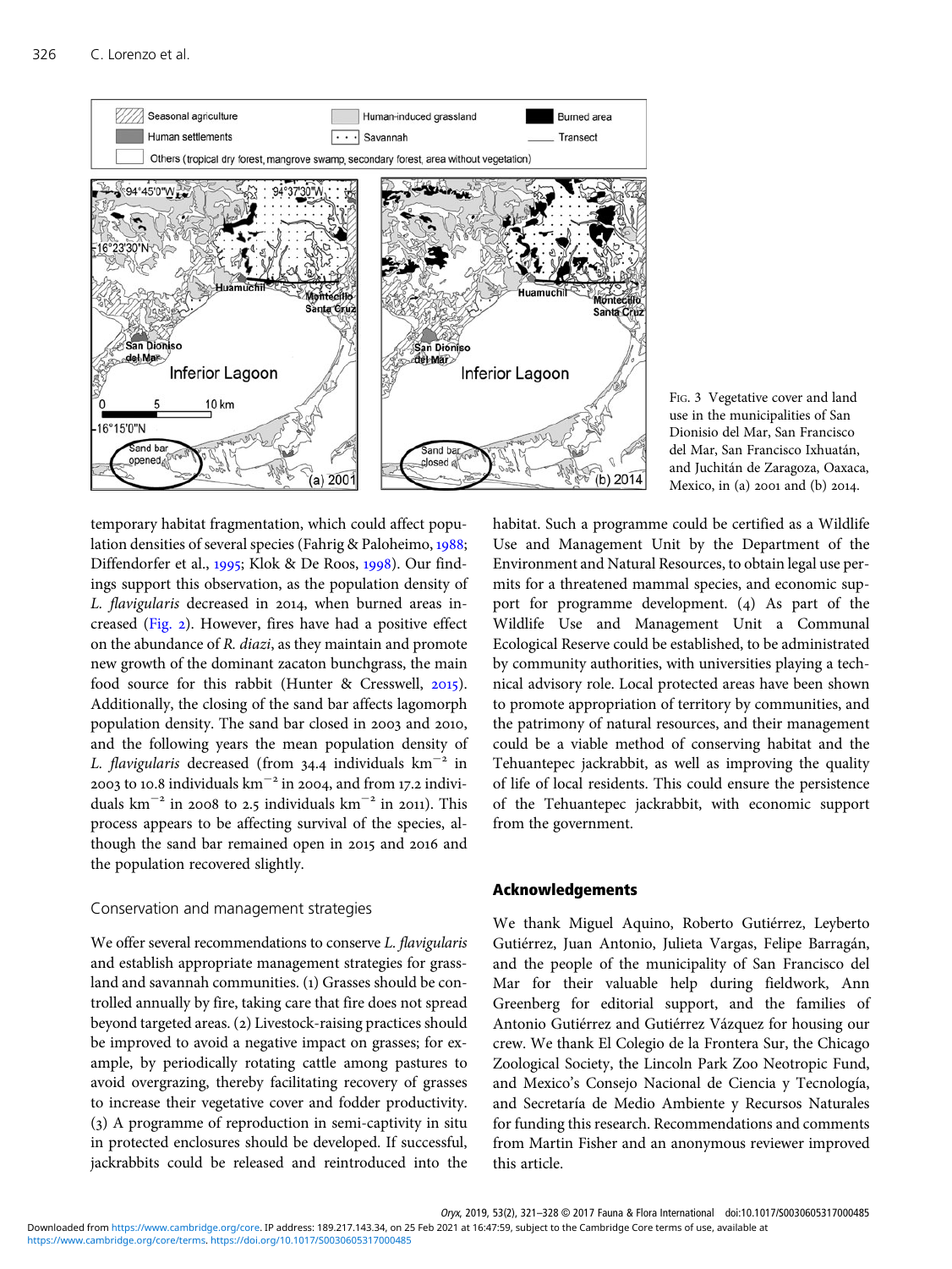Fig. 3 Vegetative cover and land use in the municipalities of San Dionisio del Mar, San Francisco del Mar, San Francisco Ixhuatán, and Juchitán de Zaragoza, Oaxaca, Mexico, in (a) 2001 and (b) 2014.

temporary habitat fragmentation, which could affect population densities of several species (Fahrig & Paloheimo, 1988; Diffendorfer et al., 1995; Klok & De Roos, 1998). Our findings support this observation, as the population density of *L. flavigularis* decreased in 2014, when burned areas increased (Fig. 2). However, fires have had a positive effect on the abundance of *R. diazi*, as they maintain and promote new growth of the dominant zacaton bunchgrass, the main food source for this rabbit (Hunter & Cresswell, 2015). Additionally, the closing of the sand bar affects lagomorph population density. The sand bar closed in 2003 and 2010, and the following years the mean population density of *L. flavigularis* decreased (from 34.4 individuals km$^{-2}$ in 2003 to 10.8 individuals km$^{-2}$ in 2004, and from 17.2 individuals km$^{-2}$ in 2008 to 2.5 individuals km$^{-2}$ in 2011). This process appears to be affecting survival of the species, although the sand bar remained open in 2015 and 2016 and the population recovered slightly.

### Conservation and management strategies

We offer several recommendations to conserve *L. flavigularis* and establish appropriate management strategies for grassland and savannah communities. (1) Grasses should be controlled annually by fire, taking care that fire does not spread beyond targeted areas. (2) Livestock-raising practices should be improved to avoid a negative impact on grasses; for example, by periodically rotating cattle among pastures to avoid overgrazing, thereby facilitating recovery of grasses to increase their vegetative cover and fodder productivity. (3) A programme of reproduction in semi-captivity in situ in protected enclosures should be developed. If successful, jackrabbits could be released and reintroduced into the habitat. Such a programme could be certified as a Wildlife Use and Management Unit by the Department of the Environment and Natural Resources, to obtain legal use permits for a threatened mammal species, and economic support for programme development. (4) As part of the Wildlife Use and Management Unit a Communal Ecological Reserve could be established, to be administrated by community authorities, with universities playing a technical advisory role. Local protected areas have been shown to promote appropriation of territory by communities, and the patrimony of natural resources, and their management could be a viable method of conserving habitat and the Tehuantepec jackrabbit, as well as improving the quality of life of local residents. This could ensure the persistence of the Tehuantepec jackrabbit, with economic support from the government.

## Acknowledgements

We thank Miguel Aquino, Roberto Gutiérrez, Leyberto Gutiérrez, Juan Antonio, Julieta Vargas, Felipe Barragán, and the people of the municipality of San Francisco del Mar for their valuable help during fieldwork, Ann Greenberg for editorial support, and the families of Antonio Gutiérrez and Gutiérrez Vázquez for housing our crew. We thank El Colegio de la Frontera Sur, the Chicago Zoological Society, the Lincoln Park Zoo Neotropic Fund, and Mexico's Consejo Nacional de Ciencia y Tecnología, and Secretaría de Medio Ambiente y Recursos Naturales for funding this research. Recommendations and comments from Martin Fisher and an anonymous reviewer improved this article.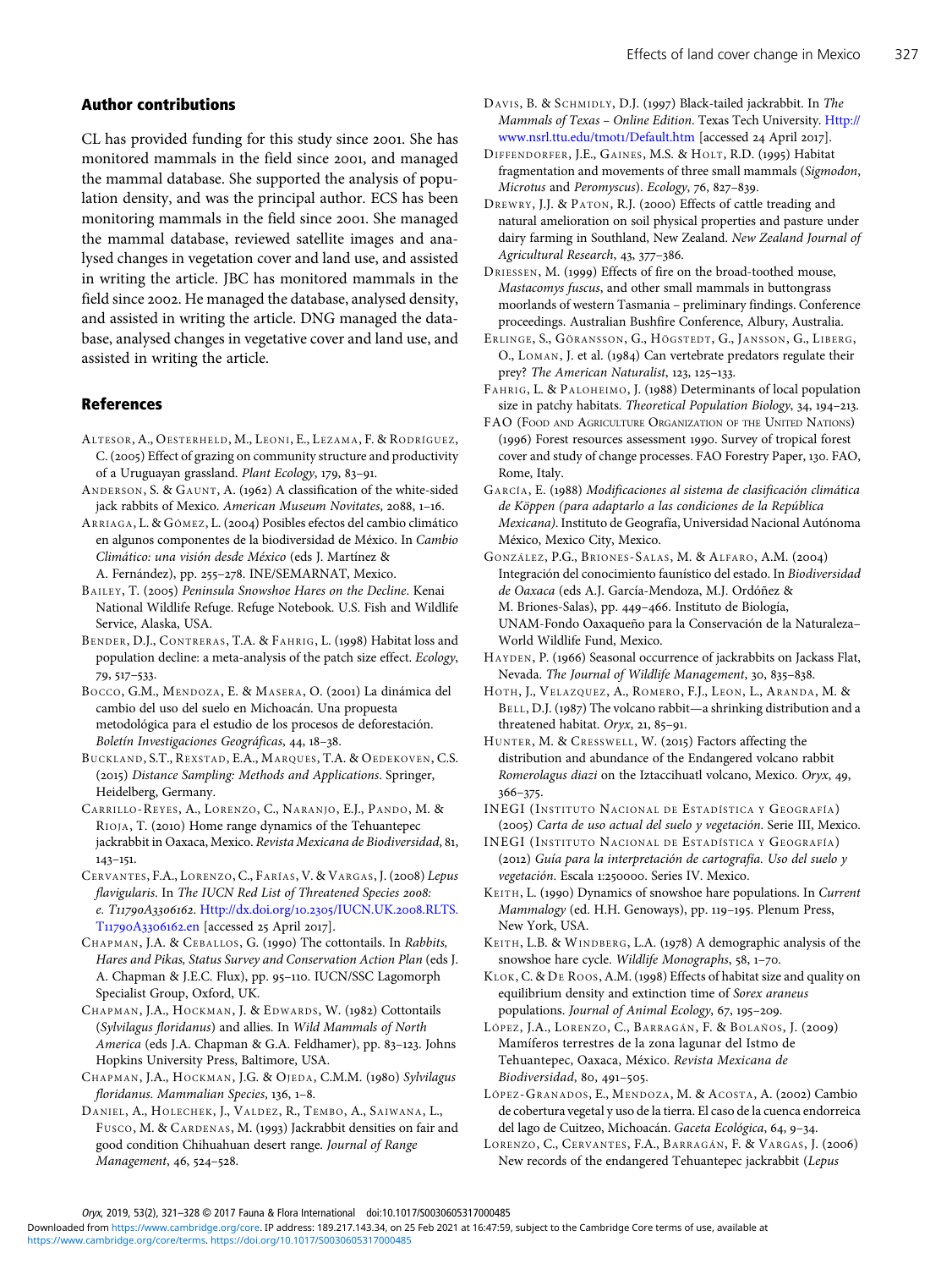## Author contributions

CL has provided funding for this study since 2001. She has monitored mammals in the field since 2001, and managed the mammal database. She supported the analysis of population density, and was the principal author. ECS has been monitoring mammals in the field since 2001. She managed the mammal database, reviewed satellite images and analysed changes in vegetation cover and land use, and assisted in writing the article. JBC has monitored mammals in the field since 2002. He managed the database, analysed density, and assisted in writing the article. DNG managed the database, analysed changes in vegetative cover and land use, and assisted in writing the article.

## References

Altesor, A., Oesterheld, M., Leoni, E., Lezama, F. & Rodríguez, C. (2005) Effect of grazing on community structure and productivity of a Uruguayan grassland. *Plant Ecology*, 179, 83–91.

Anderson, S. & Gaunt, A. (1962) A classification of the white-sided jack rabbits of Mexico. *American Museum Novitates*, 2088, 1–16.

Arriaga, L. & Gómez, L. (2004) Posibles efectos del cambio climático en algunos componentes de la biodiversidad de México. In *Cambio Climático: una visión desde México* (eds J. Martínez & A. Fernández), pp. 255–278. INE/SEMARNAT, Mexico.

Bailey, T. (2005) *Peninsula Snowshoe Hares on the Decline*. Kenai National Wildlife Refuge. Refuge Notebook. U.S. Fish and Wildlife Service, Alaska, USA.

Bender, D.J., Contreras, T.A. & Fahrig, L. (1998) Habitat loss and population decline: a meta-analysis of the patch size effect. *Ecology*, 79, 517–533.

Bocco, G.M., Mendoza, E. & Masera, O. (2001) La dinámica del cambio del uso del suelo en Michoacán. Una propuesta metodológica para el estudio de los procesos de deforestación. *Boletín Investigaciones Geográficas*, 44, 18–38.

Buckland, S.T., Rexstad, E.A., Marques, T.A. & Oedekoven, C.S. (2015) *Distance Sampling: Methods and Applications*. Springer, Heidelberg, Germany.

Carrillo-Reyes, A., Lorenzo, C., Naranjo, E.J., Pando, M. & Rioja, T. (2010) Home range dynamics of the Tehuantepec jackrabbit in Oaxaca, Mexico. *Revista Mexicana de Biodiversidad*, 81, 143–151.

Cervantes, F.A., Lorenzo, C., Farías, V. & Vargas, J. (2008) *Lepus flavigularis*. In *The IUCN Red List of Threatened Species 2008: e. T11790A3306162*. Http://dx.doi.org/10.2305/IUCN.UK.2008.RLTS.T11790A3306162.en [accessed 25 April 2017].

Chapman, J.A. & Ceballos, G. (1990) The cottontails. In *Rabbits, Hares and Pikas, Status Survey and Conservation Action Plan* (eds J. A. Chapman & J.E.C. Flux), pp. 95–110. IUCN/SSC Lagomorph Specialist Group, Oxford, UK.

Chapman, J.A., Hockman, J. & Edwards, W. (1982) Cottontails (*Sylvilagus floridanus*) and allies. In *Wild Mammals of North America* (eds J.A. Chapman & G.A. Feldhamer), pp. 83–123. Johns Hopkins University Press, Baltimore, USA.

Chapman, J.A., Hockman, J.G. & Ojeda, C.M.M. (1980) *Sylvilagus floridanus*. *Mammalian Species*, 136, 1–8.

Daniel, A., Holechek, J., Valdez, R., Tembo, A., Saiwana, L., Fusco, M. & Cardenas, M. (1993) Jackrabbit densities on fair and good condition Chihuahuan desert range. *Journal of Range Management*, 46, 524–528.

Davis, B. & Schmidly, D.J. (1997) Black-tailed jackrabbit. In *The Mammals of Texas – Online Edition*. Texas Tech University. Http://www.nsrl.ttu.edu/tmot1/Default.htm [accessed 24 April 2017].

Diffendorfer, J.E., Gaines, M.S. & Holt, R.D. (1995) Habitat fragmentation and movements of three small mammals (*Sigmodon*, *Microtus* and *Peromyscus*). *Ecology*, 76, 827–839.

Drewry, J.J. & Paton, R.J. (2000) Effects of cattle treading and natural amelioration on soil physical properties and pasture under dairy farming in Southland, New Zealand. *New Zealand Journal of Agricultural Research*, 43, 377–386.

Driessen, M. (1999) Effects of fire on the broad-toothed mouse, *Mastacomys fuscus*, and other small mammals in buttongrass moorlands of western Tasmania – preliminary findings. Conference proceedings. Australian Bushfire Conference, Albury, Australia.

Erlinge, S., Göransson, G., Högstedt, G., Jansson, G., Liberg, O., Loman, J. et al. (1984) Can vertebrate predators regulate their prey? *The American Naturalist*, 123, 125–133.

Fahrig, L. & Paloheimo, J. (1988) Determinants of local population size in patchy habitats. *Theoretical Population Biology*, 34, 194–213.

FAO (Food and Agriculture Organization of the United Nations) (1996) Forest resources assessment 1990. Survey of tropical forest cover and study of change processes. FAO Forestry Paper, 130. FAO, Rome, Italy.

García, E. (1988) *Modificaciones al sistema de clasificación climática de Köppen (para adaptarlo a las condiciones de la República Mexicana)*. Instituto de Geografía, Universidad Nacional Autónoma México, Mexico City, Mexico.

González, P.G., Briones-Salas, M. & Alfaro, A.M. (2004) Integración del conocimiento faunístico del estado. In *Biodiversidad de Oaxaca* (eds A.J. García-Mendoza, M.J. Ordóñez & M. Briones-Salas), pp. 449–466. Instituto de Biología, UNAM-Fondo Oaxaqueño para la Conservación de la Naturaleza–World Wildlife Fund, Mexico.

Hayden, P. (1966) Seasonal occurrence of jackrabbits on Jackass Flat, Nevada. *The Journal of Wildlife Management*, 30, 835–838.

Hoth, J., Velazquez, A., Romero, F.J., Leon, L., Aranda, M. & Bell, D.J. (1987) The volcano rabbit—a shrinking distribution and a threatened habitat. *Oryx*, 21, 85–91.

Hunter, M. & Cresswell, W. (2015) Factors affecting the distribution and abundance of the Endangered volcano rabbit *Romerolagus diazi* on the Iztaccihuatl volcano, Mexico. *Oryx*, 49, 366–375.

INEGI (Instituto Nacional de Estadística y Geografía) (2005) *Carta de uso actual del suelo y vegetación*. Serie III, Mexico.

INEGI (Instituto Nacional de Estadística y Geografía) (2012) *Guía para la interpretación de cartografía. Uso del suelo y vegetación*. Escala 1:250000. Series IV. Mexico.

Keith, L. (1990) Dynamics of snowshoe hare populations. In *Current Mammalogy* (ed. H.H. Genoways), pp. 119–195. Plenum Press, New York, USA.

Keith, L.B. & Windberg, L.A. (1978) A demographic analysis of the snowshoe hare cycle. *Wildlife Monographs*, 58, 1–70.

Klok, C. & De Roos, A.M. (1998) Effects of habitat size and quality on equilibrium density and extinction time of *Sorex araneus* populations. *Journal of Animal Ecology*, 67, 195–209.

López, J.A., Lorenzo, C., Barragán, F. & Bolaños, J. (2009) Mamíferos terrestres de la zona lagunar del Istmo de Tehuantepec, Oaxaca, México. *Revista Mexicana de Biodiversidad*, 80, 491–505.

López-Granados, E., Mendoza, M. & Acosta, A. (2002) Cambio de cobertura vegetal y uso de la tierra. El caso de la cuenca endorreica del lago de Cuitzeo, Michoacán. *Gaceta Ecológica*, 64, 9–34.

Lorenzo, C., Cervantes, F.A., Barragán, F. & Vargas, J. (2006) New records of the endangered Tehuantepec jackrabbit (*Lepus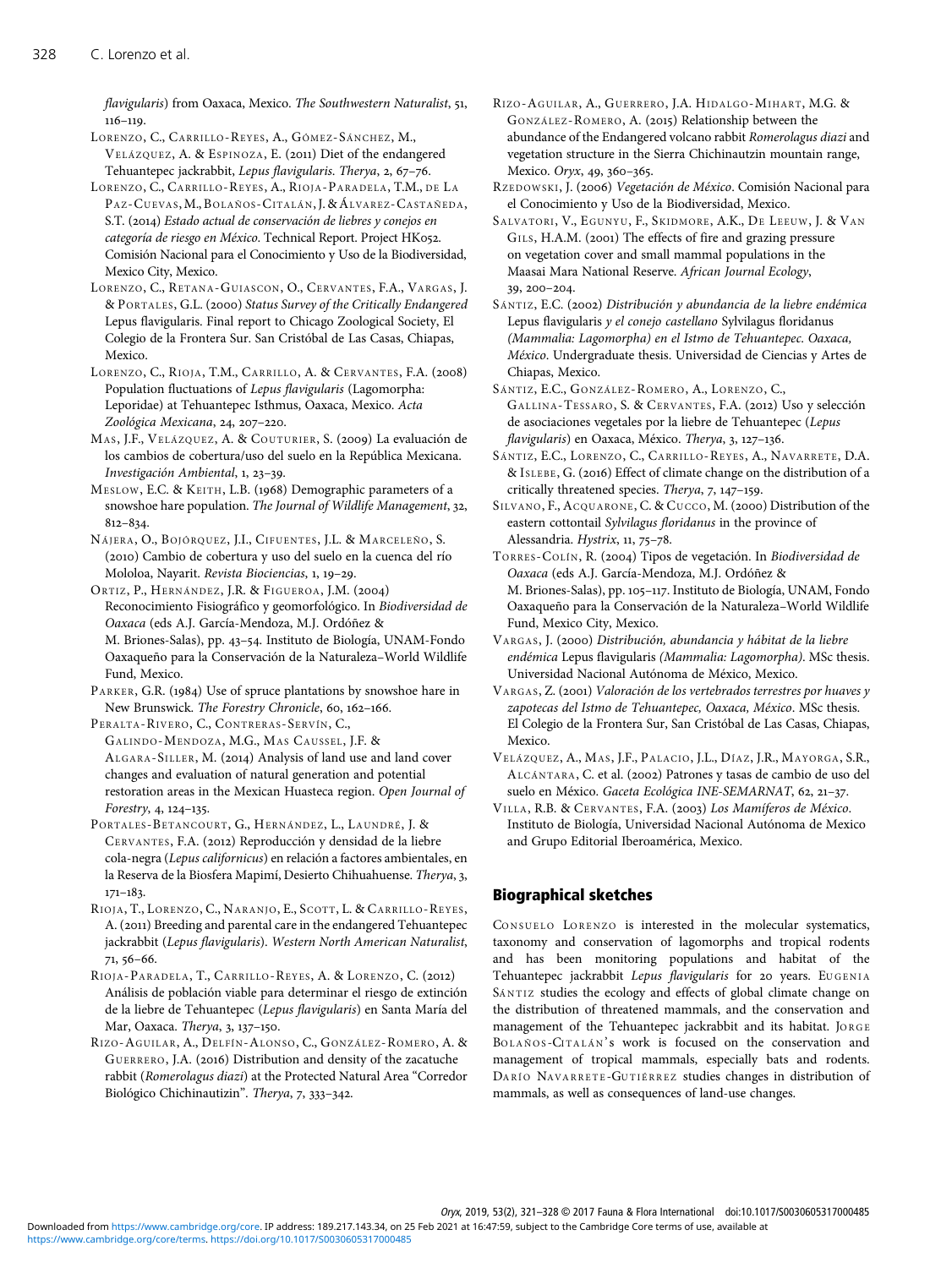*flavigularis*) from Oaxaca, Mexico. *The Southwestern Naturalist*, 51, 116–119.

LORENZO, C., CARRILLO-REYES, A., GÓMEZ-SÁNCHEZ, M., VELÁZQUEZ, A. & ESPINOZA, E. (2011) Diet of the endangered Tehuantepec jackrabbit, *Lepus flavigularis*. *Therya*, 2, 67–76.

LORENZO, C., CARRILLO-REYES, A., RIOJA-PARADELA, T.M., DE LA PAZ-CUEVAS, M., BOLAÑOS-CITALÁN, J. & ÁLVAREZ-CASTAÑEDA, S.T. (2014) *Estado actual de conservación de liebres y conejos en categoría de riesgo en México*. Technical Report. Project HK052. Comisión Nacional para el Conocimiento y Uso de la Biodiversidad, Mexico City, Mexico.

LORENZO, C., RETANA-GUIASCON, O., CERVANTES, F.A., VARGAS, J. & PORTALES, G.L. (2000) *Status Survey of the Critically Endangered* Lepus flavigularis. Final report to Chicago Zoological Society, El Colegio de la Frontera Sur. San Cristóbal de Las Casas, Chiapas, Mexico.

LORENZO, C., RIOJA, T.M., CARRILLO, A. & CERVANTES, F.A. (2008) Population fluctuations of *Lepus flavigularis* (Lagomorpha: Leporidae) at Tehuantepec Isthmus, Oaxaca, Mexico. *Acta Zoológica Mexicana*, 24, 207–220.

MAS, J.F., VELÁZQUEZ, A. & COUTURIER, S. (2009) La evaluación de los cambios de cobertura/uso del suelo en la República Mexicana. *Investigación Ambiental*, 1, 23–39.

MESLOW, E.C. & KEITH, L.B. (1968) Demographic parameters of a snowshoe hare population. *The Journal of Wildlife Management*, 32, 812–834.

NÁJERA, O., BOJÓRQUEZ, J.I., CIFUENTES, J.L. & MARCELEÑO, S. (2010) Cambio de cobertura y uso del suelo en la cuenca del río Mololoa, Nayarit. *Revista Biociencias*, 1, 19–29.

ORTIZ, P., HERNÁNDEZ, J.R. & FIGUEROA, J.M. (2004) Reconocimiento Fisiográfico y geomorfológico. In *Biodiversidad de Oaxaca* (eds A.J. García-Mendoza, M.J. Ordóñez & M. Briones-Salas), pp. 43–54. Instituto de Biología, UNAM-Fondo Oaxaqueño para la Conservación de la Naturaleza–World Wildlife Fund, Mexico.

PARKER, G.R. (1984) Use of spruce plantations by snowshoe hare in New Brunswick. *The Forestry Chronicle*, 60, 162–166.

PERALTA-RIVERO, C., CONTRERAS-SERVÍN, C., GALINDO-MENDOZA, M.G., MAS CAUSSEL, J.F. & ALGARA-SILLER, M. (2014) Analysis of land use and land cover changes and evaluation of natural generation and potential restoration areas in the Mexican Huasteca region. *Open Journal of Forestry*, 4, 124–135.

PORTALES-BETANCOURT, G., HERNÁNDEZ, L., LAUNDRÉ, J. & CERVANTES, F.A. (2012) Reproducción y densidad de la liebre cola-negra (*Lepus californicus*) en relación a factores ambientales, en la Reserva de la Biosfera Mapimí, Desierto Chihuahuense. *Therya*, 3, 171–183.

RIOJA, T., LORENZO, C., NARANJO, E., SCOTT, L. & CARRILLO-REYES, A. (2011) Breeding and parental care in the endangered Tehuantepec jackrabbit (*Lepus flavigularis*). *Western North American Naturalist*, 71, 56–66.

RIOJA-PARADELA, T., CARRILLO-REYES, A. & LORENZO, C. (2012) Análisis de población viable para determinar el riesgo de extinción de la liebre de Tehuantepec (*Lepus flavigularis*) en Santa María del Mar, Oaxaca. *Therya*, 3, 137–150.

RIZO-AGUILAR, A., DELFÍN-ALONSO, C., GONZÁLEZ-ROMERO, A. & GUERRERO, J.A. (2016) Distribution and density of the zacatuche rabbit (*Romerolagus diazi*) at the Protected Natural Area "Corredor Biológico Chichinautzin". *Therya*, 7, 333–342.

RIZO-AGUILAR, A., GUERRERO, J.A. HIDALGO-MIHART, M.G. & GONZÁLEZ-ROMERO, A. (2015) Relationship between the abundance of the Endangered volcano rabbit *Romerolagus diazi* and vegetation structure in the Sierra Chichinautzin mountain range, Mexico. *Oryx*, 49, 360–365.

RZEDOWSKI, J. (2006) *Vegetación de México*. Comisión Nacional para el Conocimiento y Uso de la Biodiversidad, Mexico.

SALVATORI, V., EGUNYU, F., SKIDMORE, A.K., DE LEEUW, J. & VAN GILS, H.A.M. (2001) The effects of fire and grazing pressure on vegetation cover and small mammal populations in the Maasai Mara National Reserve. *African Journal Ecology*, 39, 200–204.

SÁNTIZ, E.C. (2002) *Distribución y abundancia de la liebre endémica* Lepus flavigularis *y el conejo castellano* Sylvilagus floridanus *(Mammalia: Lagomorpha) en el Istmo de Tehuantepec. Oaxaca, México*. Undergraduate thesis. Universidad de Ciencias y Artes de Chiapas, Mexico.

SÁNTIZ, E.C., GONZÁLEZ-ROMERO, A., LORENZO, C., GALLINA-TESSARO, S. & CERVANTES, F.A. (2012) Uso y selección de asociaciones vegetales por la liebre de Tehuantepec (*Lepus flavigularis*) en Oaxaca, México. *Therya*, 3, 127–136.

SÁNTIZ, E.C., LORENZO, C., CARRILLO-REYES, A., NAVARRETE, D.A. & ISLEBE, G. (2016) Effect of climate change on the distribution of a critically threatened species. *Therya*, 7, 147–159.

SILVANO, F., ACQUARONE, C. & CUCCO, M. (2000) Distribution of the eastern cottontail *Sylvilagus floridanus* in the province of Alessandria. *Hystrix*, 11, 75–78.

TORRES-COLÍN, R. (2004) Tipos de vegetación. In *Biodiversidad de Oaxaca* (eds A.J. García-Mendoza, M.J. Ordóñez & M. Briones-Salas), pp. 105–117. Instituto de Biología, UNAM, Fondo Oaxaqueño para la Conservación de la Naturaleza–World Wildlife Fund, Mexico City, Mexico.

VARGAS, J. (2000) *Distribución, abundancia y hábitat de la liebre endémica* Lepus flavigularis *(Mammalia: Lagomorpha)*. MSc thesis. Universidad Nacional Autónoma de México, Mexico.

VARGAS, Z. (2001) *Valoración de los vertebrados terrestres por huaves y zapotecas del Istmo de Tehuantepec, Oaxaca, México*. MSc thesis. El Colegio de la Frontera Sur, San Cristóbal de Las Casas, Chiapas, Mexico.

VELÁZQUEZ, A., MAS, J.F., PALACIO, J.L., DÍAZ, J.R., MAYORGA, S.R., ALCÁNTARA, C. et al. (2002) Patrones y tasas de cambio de uso del suelo en México. *Gaceta Ecológica INE-SEMARNAT*, 62, 21–37.

VILLA, R.B. & CERVANTES, F.A. (2003) *Los Mamíferos de México*. Instituto de Biología, Universidad Nacional Autónoma de Mexico and Grupo Editorial Iberoamérica, Mexico.

## Biographical sketches

CONSUELO LORENZO is interested in the molecular systematics, taxonomy and conservation of lagomorphs and tropical rodents and has been monitoring populations and habitat of the Tehuantepec jackrabbit *Lepus flavigularis* for 20 years. EUGENIA SÁNTIZ studies the ecology and effects of global climate change on the distribution of threatened mammals, and the conservation and management of the Tehuantepec jackrabbit and its habitat. JORGE BOLAÑOS-CITALÁN's work is focused on the conservation and management of tropical mammals, especially bats and rodents. DARÍO NAVARRETE-GUTIÉRREZ studies changes in distribution of mammals, as well as consequences of land-use changes.